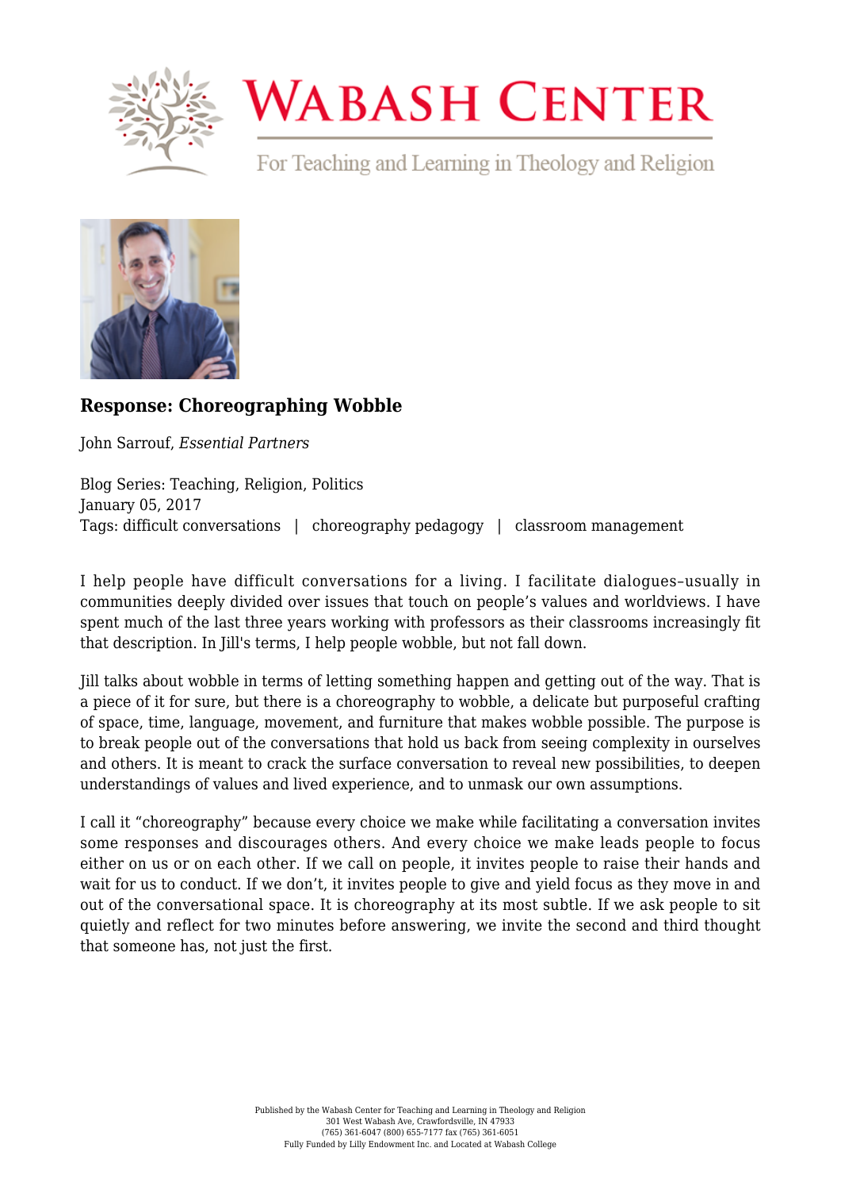### Response: Choreographing Wobble

John Sarrouf, *Essential Partners*

Blog Series: Teaching, Religion, Politics
January 05, 2017
Tags: difficult conversations | choreography pedagogy | classroom management

I help people have difficult conversations for a living. I facilitate dialogues–usually in communities deeply divided over issues that touch on people's values and worldviews. I have spent much of the last three years working with professors as their classrooms increasingly fit that description. In Jill's terms, I help people wobble, but not fall down.

Jill talks about wobble in terms of letting something happen and getting out of the way. That is a piece of it for sure, but there is a choreography to wobble, a delicate but purposeful crafting of space, time, language, movement, and furniture that makes wobble possible. The purpose is to break people out of the conversations that hold us back from seeing complexity in ourselves and others. It is meant to crack the surface conversation to reveal new possibilities, to deepen understandings of values and lived experience, and to unmask our own assumptions.

I call it "choreography" because every choice we make while facilitating a conversation invites some responses and discourages others. And every choice we make leads people to focus either on us or on each other. If we call on people, it invites people to raise their hands and wait for us to conduct. If we don't, it invites people to give and yield focus as they move in and out of the conversational space. It is choreography at its most subtle. If we ask people to sit quietly and reflect for two minutes before answering, we invite the second and third thought that someone has, not just the first.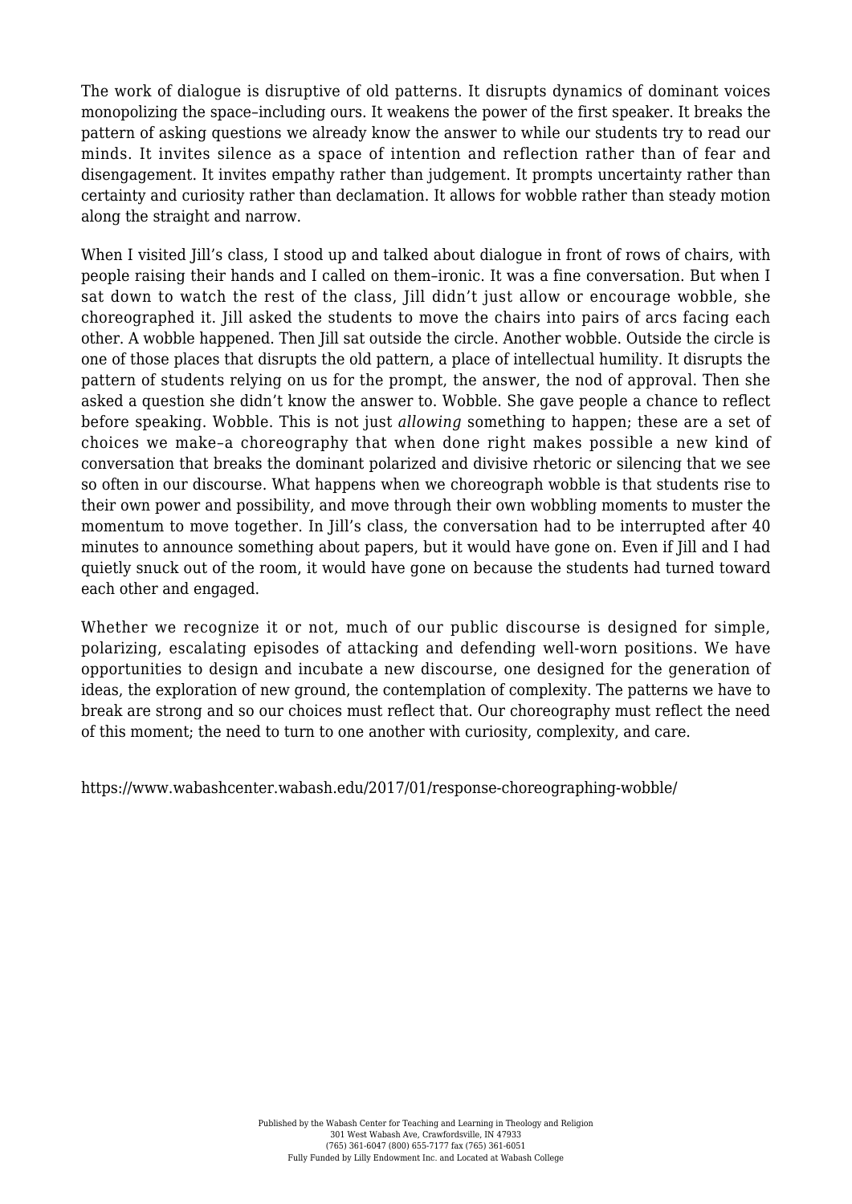The work of dialogue is disruptive of old patterns. It disrupts dynamics of dominant voices monopolizing the space–including ours. It weakens the power of the first speaker. It breaks the pattern of asking questions we already know the answer to while our students try to read our minds. It invites silence as a space of intention and reflection rather than of fear and disengagement. It invites empathy rather than judgement. It prompts uncertainty rather than certainty and curiosity rather than declamation. It allows for wobble rather than steady motion along the straight and narrow.

When I visited Jill's class, I stood up and talked about dialogue in front of rows of chairs, with people raising their hands and I called on them–ironic. It was a fine conversation. But when I sat down to watch the rest of the class, Jill didn't just allow or encourage wobble, she choreographed it. Jill asked the students to move the chairs into pairs of arcs facing each other. A wobble happened. Then Jill sat outside the circle. Another wobble. Outside the circle is one of those places that disrupts the old pattern, a place of intellectual humility. It disrupts the pattern of students relying on us for the prompt, the answer, the nod of approval. Then she asked a question she didn't know the answer to. Wobble. She gave people a chance to reflect before speaking. Wobble. This is not just *allowing* something to happen; these are a set of choices we make–a choreography that when done right makes possible a new kind of conversation that breaks the dominant polarized and divisive rhetoric or silencing that we see so often in our discourse. What happens when we choreograph wobble is that students rise to their own power and possibility, and move through their own wobbling moments to muster the momentum to move together. In Jill's class, the conversation had to be interrupted after 40 minutes to announce something about papers, but it would have gone on. Even if Jill and I had quietly snuck out of the room, it would have gone on because the students had turned toward each other and engaged.

Whether we recognize it or not, much of our public discourse is designed for simple, polarizing, escalating episodes of attacking and defending well-worn positions. We have opportunities to design and incubate a new discourse, one designed for the generation of ideas, the exploration of new ground, the contemplation of complexity. The patterns we have to break are strong and so our choices must reflect that. Our choreography must reflect the need of this moment; the need to turn to one another with curiosity, complexity, and care.

https://www.wabashcenter.wabash.edu/2017/01/response-choreographing-wobble/